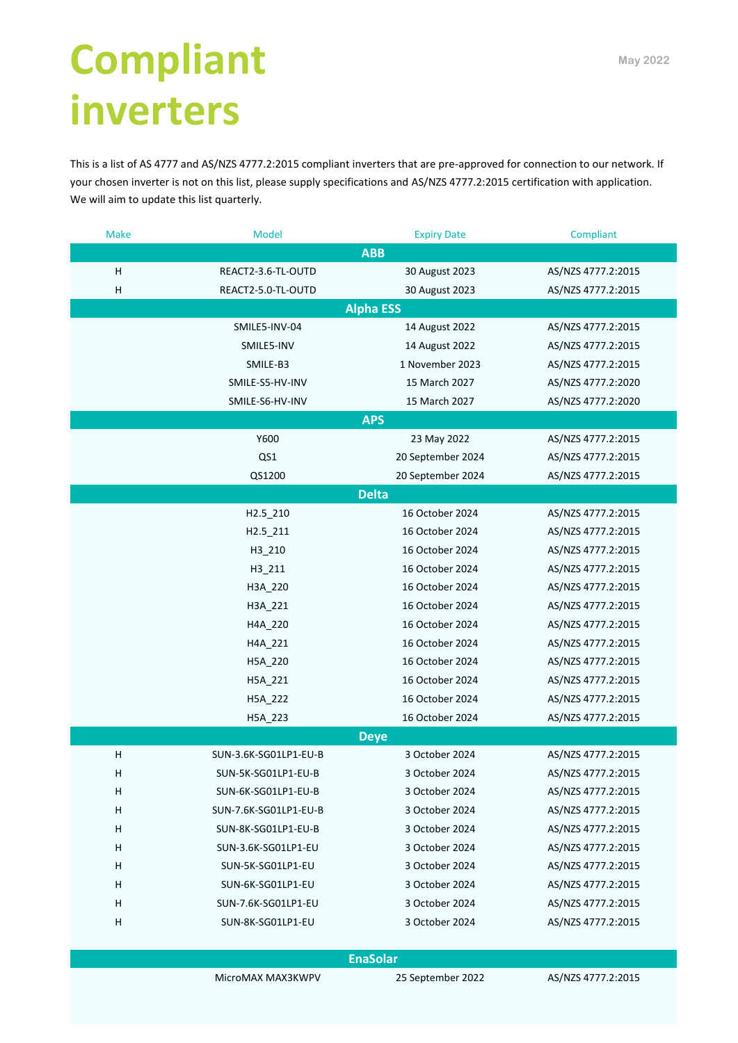# Compliant inverters

May 2022

This is a list of AS 4777 and AS/NZS 4777.2:2015 compliant inverters that are pre-approved for connection to our network. If your chosen inverter is not on this list, please supply specifications and AS/NZS 4777.2:2015 certification with application. We will aim to update this list quarterly.

| Make | Model | Expiry Date | Compliant |
|---|---|---|---|
| **ABB** | | | |
| H | REACT2-3.6-TL-OUTD | 30 August 2023 | AS/NZS 4777.2:2015 |
| H | REACT2-5.0-TL-OUTD | 30 August 2023 | AS/NZS 4777.2:2015 |
| **Alpha ESS** | | | |
| | SMILE5-INV-04 | 14 August 2022 | AS/NZS 4777.2:2015 |
| | SMILE5-INV | 14 August 2022 | AS/NZS 4777.2:2015 |
| | SMILE-B3 | 1 November 2023 | AS/NZS 4777.2:2015 |
| | SMILE-S5-HV-INV | 15 March 2027 | AS/NZS 4777.2:2020 |
| | SMILE-S6-HV-INV | 15 March 2027 | AS/NZS 4777.2:2020 |
| **APS** | | | |
| | Y600 | 23 May 2022 | AS/NZS 4777.2:2015 |
| | QS1 | 20 September 2024 | AS/NZS 4777.2:2015 |
| | QS1200 | 20 September 2024 | AS/NZS 4777.2:2015 |
| **Delta** | | | |
| | H2.5_210 | 16 October 2024 | AS/NZS 4777.2:2015 |
| | H2.5_211 | 16 October 2024 | AS/NZS 4777.2:2015 |
| | H3_210 | 16 October 2024 | AS/NZS 4777.2:2015 |
| | H3_211 | 16 October 2024 | AS/NZS 4777.2:2015 |
| | H3A_220 | 16 October 2024 | AS/NZS 4777.2:2015 |
| | H3A_221 | 16 October 2024 | AS/NZS 4777.2:2015 |
| | H4A_220 | 16 October 2024 | AS/NZS 4777.2:2015 |
| | H4A_221 | 16 October 2024 | AS/NZS 4777.2:2015 |
| | H5A_220 | 16 October 2024 | AS/NZS 4777.2:2015 |
| | H5A_221 | 16 October 2024 | AS/NZS 4777.2:2015 |
| | H5A_222 | 16 October 2024 | AS/NZS 4777.2:2015 |
| | H5A_223 | 16 October 2024 | AS/NZS 4777.2:2015 |
| **Deye** | | | |
| H | SUN-3.6K-SG01LP1-EU-B | 3 October 2024 | AS/NZS 4777.2:2015 |
| H | SUN-5K-SG01LP1-EU-B | 3 October 2024 | AS/NZS 4777.2:2015 |
| H | SUN-6K-SG01LP1-EU-B | 3 October 2024 | AS/NZS 4777.2:2015 |
| H | SUN-7.6K-SG01LP1-EU-B | 3 October 2024 | AS/NZS 4777.2:2015 |
| H | SUN-8K-SG01LP1-EU-B | 3 October 2024 | AS/NZS 4777.2:2015 |
| H | SUN-3.6K-SG01LP1-EU | 3 October 2024 | AS/NZS 4777.2:2015 |
| H | SUN-5K-SG01LP1-EU | 3 October 2024 | AS/NZS 4777.2:2015 |
| H | SUN-6K-SG01LP1-EU | 3 October 2024 | AS/NZS 4777.2:2015 |
| H | SUN-7.6K-SG01LP1-EU | 3 October 2024 | AS/NZS 4777.2:2015 |
| H | SUN-8K-SG01LP1-EU | 3 October 2024 | AS/NZS 4777.2:2015 |
| **EnaSolar** | | | |
| | MicroMAX MAX3KWPV | 25 September 2022 | AS/NZS 4777.2:2015 |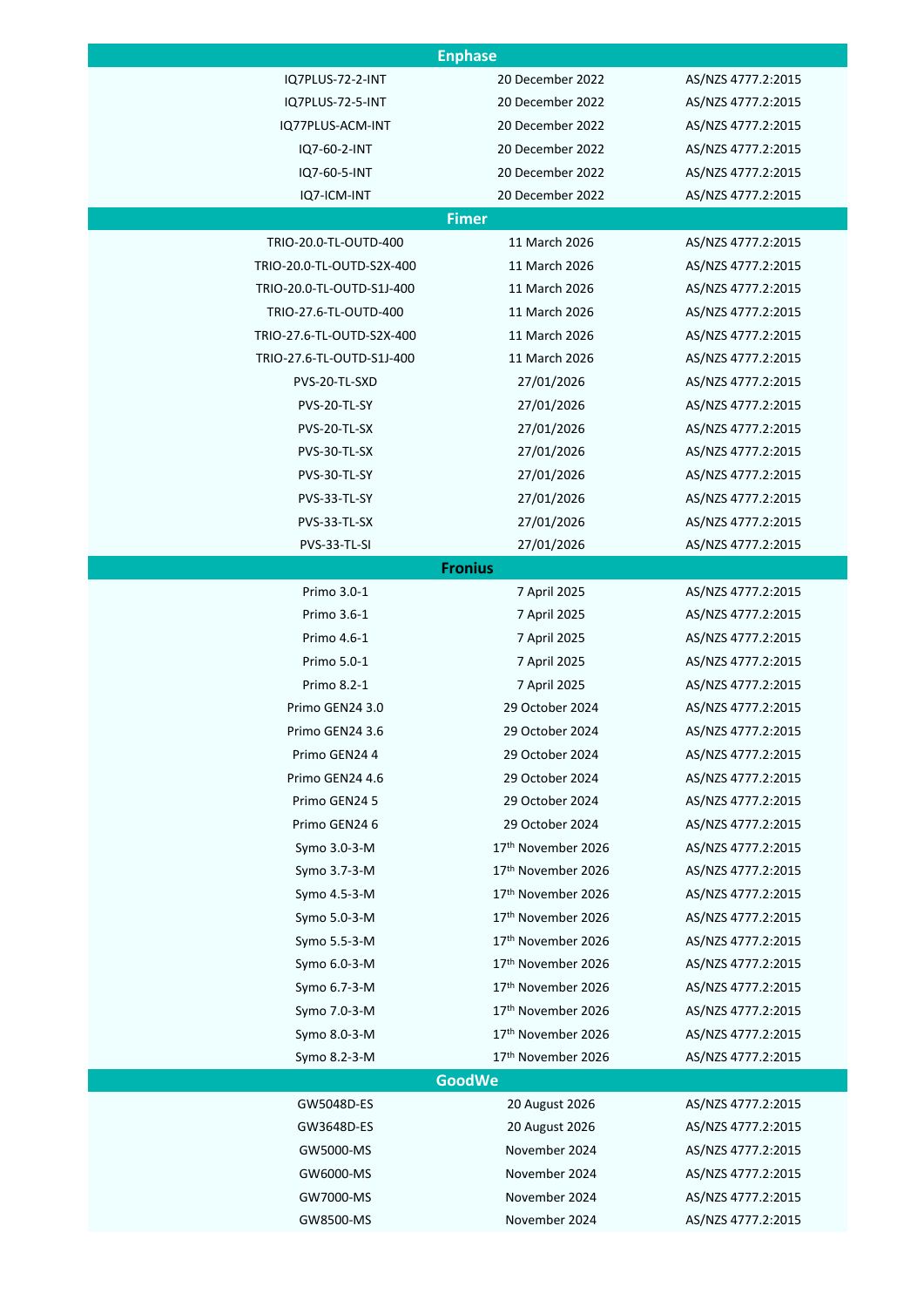| Enphase | | |
|---|---|---|
| IQ7PLUS-72-2-INT | 20 December 2022 | AS/NZS 4777.2:2015 |
| IQ7PLUS-72-5-INT | 20 December 2022 | AS/NZS 4777.2:2015 |
| IQ77PLUS-ACM-INT | 20 December 2022 | AS/NZS 4777.2:2015 |
| IQ7-60-2-INT | 20 December 2022 | AS/NZS 4777.2:2015 |
| IQ7-60-5-INT | 20 December 2022 | AS/NZS 4777.2:2015 |
| IQ7-ICM-INT | 20 December 2022 | AS/NZS 4777.2:2015 |
| **Fimer** | | |
| TRIO-20.0-TL-OUTD-400 | 11 March 2026 | AS/NZS 4777.2:2015 |
| TRIO-20.0-TL-OUTD-S2X-400 | 11 March 2026 | AS/NZS 4777.2:2015 |
| TRIO-20.0-TL-OUTD-S1J-400 | 11 March 2026 | AS/NZS 4777.2:2015 |
| TRIO-27.6-TL-OUTD-400 | 11 March 2026 | AS/NZS 4777.2:2015 |
| TRIO-27.6-TL-OUTD-S2X-400 | 11 March 2026 | AS/NZS 4777.2:2015 |
| TRIO-27.6-TL-OUTD-S1J-400 | 11 March 2026 | AS/NZS 4777.2:2015 |
| PVS-20-TL-SXD | 27/01/2026 | AS/NZS 4777.2:2015 |
| PVS-20-TL-SY | 27/01/2026 | AS/NZS 4777.2:2015 |
| PVS-20-TL-SX | 27/01/2026 | AS/NZS 4777.2:2015 |
| PVS-30-TL-SX | 27/01/2026 | AS/NZS 4777.2:2015 |
| PVS-30-TL-SY | 27/01/2026 | AS/NZS 4777.2:2015 |
| PVS-33-TL-SY | 27/01/2026 | AS/NZS 4777.2:2015 |
| PVS-33-TL-SX | 27/01/2026 | AS/NZS 4777.2:2015 |
| PVS-33-TL-SI | 27/01/2026 | AS/NZS 4777.2:2015 |
| **Fronius** | | |
| Primo 3.0-1 | 7 April 2025 | AS/NZS 4777.2:2015 |
| Primo 3.6-1 | 7 April 2025 | AS/NZS 4777.2:2015 |
| Primo 4.6-1 | 7 April 2025 | AS/NZS 4777.2:2015 |
| Primo 5.0-1 | 7 April 2025 | AS/NZS 4777.2:2015 |
| Primo 8.2-1 | 7 April 2025 | AS/NZS 4777.2:2015 |
| Primo GEN24 3.0 | 29 October 2024 | AS/NZS 4777.2:2015 |
| Primo GEN24 3.6 | 29 October 2024 | AS/NZS 4777.2:2015 |
| Primo GEN24 4 | 29 October 2024 | AS/NZS 4777.2:2015 |
| Primo GEN24 4.6 | 29 October 2024 | AS/NZS 4777.2:2015 |
| Primo GEN24 5 | 29 October 2024 | AS/NZS 4777.2:2015 |
| Primo GEN24 6 | 29 October 2024 | AS/NZS 4777.2:2015 |
| Symo 3.0-3-M | 17th November 2026 | AS/NZS 4777.2:2015 |
| Symo 3.7-3-M | 17th November 2026 | AS/NZS 4777.2:2015 |
| Symo 4.5-3-M | 17th November 2026 | AS/NZS 4777.2:2015 |
| Symo 5.0-3-M | 17th November 2026 | AS/NZS 4777.2:2015 |
| Symo 5.5-3-M | 17th November 2026 | AS/NZS 4777.2:2015 |
| Symo 6.0-3-M | 17th November 2026 | AS/NZS 4777.2:2015 |
| Symo 6.7-3-M | 17th November 2026 | AS/NZS 4777.2:2015 |
| Symo 7.0-3-M | 17th November 2026 | AS/NZS 4777.2:2015 |
| Symo 8.0-3-M | 17th November 2026 | AS/NZS 4777.2:2015 |
| Symo 8.2-3-M | 17th November 2026 | AS/NZS 4777.2:2015 |
| **GoodWe** | | |
| GW5048D-ES | 20 August 2026 | AS/NZS 4777.2:2015 |
| GW3648D-ES | 20 August 2026 | AS/NZS 4777.2:2015 |
| GW5000-MS | November 2024 | AS/NZS 4777.2:2015 |
| GW6000-MS | November 2024 | AS/NZS 4777.2:2015 |
| GW7000-MS | November 2024 | AS/NZS 4777.2:2015 |
| GW8500-MS | November 2024 | AS/NZS 4777.2:2015 |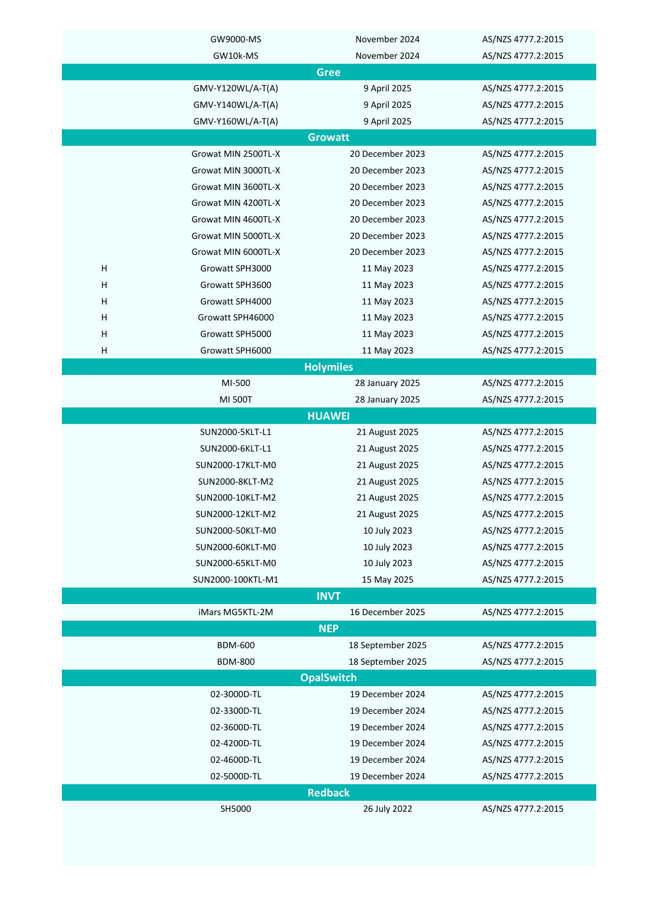| | | | |
|---|---|---|---|
| | GW9000-MS | November 2024 | AS/NZS 4777.2:2015 |
| | GW10k-MS | November 2024 | AS/NZS 4777.2:2015 |
| **Gree** | | | |
| | GMV-Y120WL/A-T(A) | 9 April 2025 | AS/NZS 4777.2:2015 |
| | GMV-Y140WL/A-T(A) | 9 April 2025 | AS/NZS 4777.2:2015 |
| | GMV-Y160WL/A-T(A) | 9 April 2025 | AS/NZS 4777.2:2015 |
| **Growatt** | | | |
| | Growat MIN 2500TL-X | 20 December 2023 | AS/NZS 4777.2:2015 |
| | Growat MIN 3000TL-X | 20 December 2023 | AS/NZS 4777.2:2015 |
| | Growat MIN 3600TL-X | 20 December 2023 | AS/NZS 4777.2:2015 |
| | Growat MIN 4200TL-X | 20 December 2023 | AS/NZS 4777.2:2015 |
| | Growat MIN 4600TL-X | 20 December 2023 | AS/NZS 4777.2:2015 |
| | Growat MIN 5000TL-X | 20 December 2023 | AS/NZS 4777.2:2015 |
| | Growat MIN 6000TL-X | 20 December 2023 | AS/NZS 4777.2:2015 |
| H | Growatt SPH3000 | 11 May 2023 | AS/NZS 4777.2:2015 |
| H | Growatt SPH3600 | 11 May 2023 | AS/NZS 4777.2:2015 |
| H | Growatt SPH4000 | 11 May 2023 | AS/NZS 4777.2:2015 |
| H | Growatt SPH46000 | 11 May 2023 | AS/NZS 4777.2:2015 |
| H | Growatt SPH5000 | 11 May 2023 | AS/NZS 4777.2:2015 |
| H | Growatt SPH6000 | 11 May 2023 | AS/NZS 4777.2:2015 |
| **Holymiles** | | | |
| | MI-500 | 28 January 2025 | AS/NZS 4777.2:2015 |
| | MI 500T | 28 January 2025 | AS/NZS 4777.2:2015 |
| **HUAWEI** | | | |
| | SUN2000-5KLT-L1 | 21 August 2025 | AS/NZS 4777.2:2015 |
| | SUN2000-6KLT-L1 | 21 August 2025 | AS/NZS 4777.2:2015 |
| | SUN2000-17KLT-M0 | 21 August 2025 | AS/NZS 4777.2:2015 |
| | SUN2000-8KLT-M2 | 21 August 2025 | AS/NZS 4777.2:2015 |
| | SUN2000-10KLT-M2 | 21 August 2025 | AS/NZS 4777.2:2015 |
| | SUN2000-12KLT-M2 | 21 August 2025 | AS/NZS 4777.2:2015 |
| | SUN2000-50KLT-M0 | 10 July 2023 | AS/NZS 4777.2:2015 |
| | SUN2000-60KLT-M0 | 10 July 2023 | AS/NZS 4777.2:2015 |
| | SUN2000-65KLT-M0 | 10 July 2023 | AS/NZS 4777.2:2015 |
| | SUN2000-100KTL-M1 | 15 May 2025 | AS/NZS 4777.2:2015 |
| **INVT** | | | |
| | iMars MG5KTL-2M | 16 December 2025 | AS/NZS 4777.2:2015 |
| **NEP** | | | |
| | BDM-600 | 18 September 2025 | AS/NZS 4777.2:2015 |
| | BDM-800 | 18 September 2025 | AS/NZS 4777.2:2015 |
| **OpalSwitch** | | | |
| | 02-3000D-TL | 19 December 2024 | AS/NZS 4777.2:2015 |
| | 02-3300D-TL | 19 December 2024 | AS/NZS 4777.2:2015 |
| | 02-3600D-TL | 19 December 2024 | AS/NZS 4777.2:2015 |
| | 02-4200D-TL | 19 December 2024 | AS/NZS 4777.2:2015 |
| | 02-4600D-TL | 19 December 2024 | AS/NZS 4777.2:2015 |
| | 02-5000D-TL | 19 December 2024 | AS/NZS 4777.2:2015 |
| **Redback** | | | |
| | SH5000 | 26 July 2022 | AS/NZS 4777.2:2015 |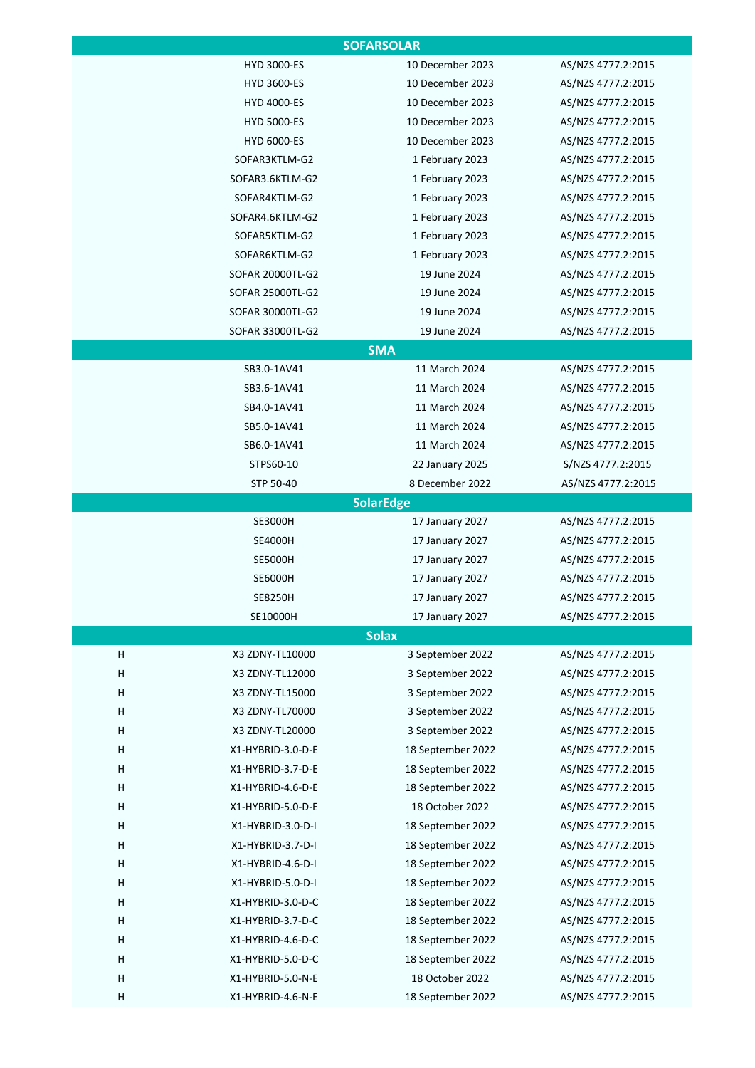| | | | |
|---|---|---|---|
| **SOFARSOLAR** | | | |
| | HYD 3000-ES | 10 December 2023 | AS/NZS 4777.2:2015 |
| | HYD 3600-ES | 10 December 2023 | AS/NZS 4777.2:2015 |
| | HYD 4000-ES | 10 December 2023 | AS/NZS 4777.2:2015 |
| | HYD 5000-ES | 10 December 2023 | AS/NZS 4777.2:2015 |
| | HYD 6000-ES | 10 December 2023 | AS/NZS 4777.2:2015 |
| | SOFAR3KTLM-G2 | 1 February 2023 | AS/NZS 4777.2:2015 |
| | SOFAR3.6KTLM-G2 | 1 February 2023 | AS/NZS 4777.2:2015 |
| | SOFAR4KTLM-G2 | 1 February 2023 | AS/NZS 4777.2:2015 |
| | SOFAR4.6KTLM-G2 | 1 February 2023 | AS/NZS 4777.2:2015 |
| | SOFAR5KTLM-G2 | 1 February 2023 | AS/NZS 4777.2:2015 |
| | SOFAR6KTLM-G2 | 1 February 2023 | AS/NZS 4777.2:2015 |
| | SOFAR 20000TL-G2 | 19 June 2024 | AS/NZS 4777.2:2015 |
| | SOFAR 25000TL-G2 | 19 June 2024 | AS/NZS 4777.2:2015 |
| | SOFAR 30000TL-G2 | 19 June 2024 | AS/NZS 4777.2:2015 |
| | SOFAR 33000TL-G2 | 19 June 2024 | AS/NZS 4777.2:2015 |
| **SMA** | | | |
| | SB3.0-1AV41 | 11 March 2024 | AS/NZS 4777.2:2015 |
| | SB3.6-1AV41 | 11 March 2024 | AS/NZS 4777.2:2015 |
| | SB4.0-1AV41 | 11 March 2024 | AS/NZS 4777.2:2015 |
| | SB5.0-1AV41 | 11 March 2024 | AS/NZS 4777.2:2015 |
| | SB6.0-1AV41 | 11 March 2024 | AS/NZS 4777.2:2015 |
| | STPS60-10 | 22 January 2025 | S/NZS 4777.2:2015 |
| | STP 50-40 | 8 December 2022 | AS/NZS 4777.2:2015 |
| **SolarEdge** | | | |
| | SE3000H | 17 January 2027 | AS/NZS 4777.2:2015 |
| | SE4000H | 17 January 2027 | AS/NZS 4777.2:2015 |
| | SE5000H | 17 January 2027 | AS/NZS 4777.2:2015 |
| | SE6000H | 17 January 2027 | AS/NZS 4777.2:2015 |
| | SE8250H | 17 January 2027 | AS/NZS 4777.2:2015 |
| | SE10000H | 17 January 2027 | AS/NZS 4777.2:2015 |
| **Solax** | | | |
| H | X3 ZDNY-TL10000 | 3 September 2022 | AS/NZS 4777.2:2015 |
| H | X3 ZDNY-TL12000 | 3 September 2022 | AS/NZS 4777.2:2015 |
| H | X3 ZDNY-TL15000 | 3 September 2022 | AS/NZS 4777.2:2015 |
| H | X3 ZDNY-TL70000 | 3 September 2022 | AS/NZS 4777.2:2015 |
| H | X3 ZDNY-TL20000 | 3 September 2022 | AS/NZS 4777.2:2015 |
| H | X1-HYBRID-3.0-D-E | 18 September 2022 | AS/NZS 4777.2:2015 |
| H | X1-HYBRID-3.7-D-E | 18 September 2022 | AS/NZS 4777.2:2015 |
| H | X1-HYBRID-4.6-D-E | 18 September 2022 | AS/NZS 4777.2:2015 |
| H | X1-HYBRID-5.0-D-E | 18 October 2022 | AS/NZS 4777.2:2015 |
| H | X1-HYBRID-3.0-D-I | 18 September 2022 | AS/NZS 4777.2:2015 |
| H | X1-HYBRID-3.7-D-I | 18 September 2022 | AS/NZS 4777.2:2015 |
| H | X1-HYBRID-4.6-D-I | 18 September 2022 | AS/NZS 4777.2:2015 |
| H | X1-HYBRID-5.0-D-I | 18 September 2022 | AS/NZS 4777.2:2015 |
| H | X1-HYBRID-3.0-D-C | 18 September 2022 | AS/NZS 4777.2:2015 |
| H | X1-HYBRID-3.7-D-C | 18 September 2022 | AS/NZS 4777.2:2015 |
| H | X1-HYBRID-4.6-D-C | 18 September 2022 | AS/NZS 4777.2:2015 |
| H | X1-HYBRID-5.0-D-C | 18 September 2022 | AS/NZS 4777.2:2015 |
| H | X1-HYBRID-5.0-N-E | 18 October 2022 | AS/NZS 4777.2:2015 |
| H | X1-HYBRID-4.6-N-E | 18 September 2022 | AS/NZS 4777.2:2015 |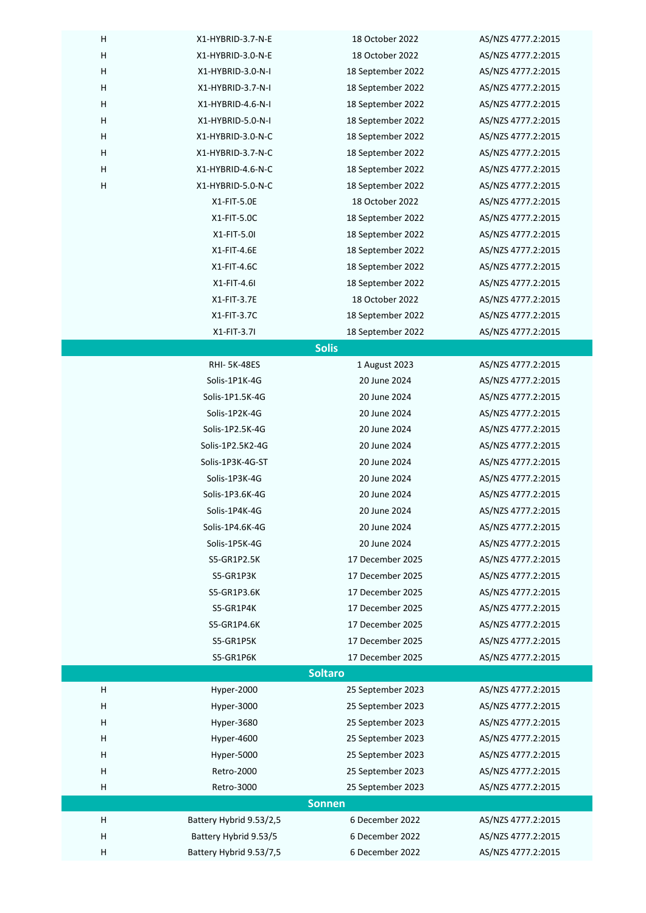| | | | |
|---|---|---|---|
| H | X1-HYBRID-3.7-N-E | 18 October 2022 | AS/NZS 4777.2:2015 |
| H | X1-HYBRID-3.0-N-E | 18 October 2022 | AS/NZS 4777.2:2015 |
| H | X1-HYBRID-3.0-N-I | 18 September 2022 | AS/NZS 4777.2:2015 |
| H | X1-HYBRID-3.7-N-I | 18 September 2022 | AS/NZS 4777.2:2015 |
| H | X1-HYBRID-4.6-N-I | 18 September 2022 | AS/NZS 4777.2:2015 |
| H | X1-HYBRID-5.0-N-I | 18 September 2022 | AS/NZS 4777.2:2015 |
| H | X1-HYBRID-3.0-N-C | 18 September 2022 | AS/NZS 4777.2:2015 |
| H | X1-HYBRID-3.7-N-C | 18 September 2022 | AS/NZS 4777.2:2015 |
| H | X1-HYBRID-4.6-N-C | 18 September 2022 | AS/NZS 4777.2:2015 |
| H | X1-HYBRID-5.0-N-C | 18 September 2022 | AS/NZS 4777.2:2015 |
| | X1-FIT-5.0E | 18 October 2022 | AS/NZS 4777.2:2015 |
| | X1-FIT-5.0C | 18 September 2022 | AS/NZS 4777.2:2015 |
| | X1-FIT-5.0I | 18 September 2022 | AS/NZS 4777.2:2015 |
| | X1-FIT-4.6E | 18 September 2022 | AS/NZS 4777.2:2015 |
| | X1-FIT-4.6C | 18 September 2022 | AS/NZS 4777.2:2015 |
| | X1-FIT-4.6I | 18 September 2022 | AS/NZS 4777.2:2015 |
| | X1-FIT-3.7E | 18 October 2022 | AS/NZS 4777.2:2015 |
| | X1-FIT-3.7C | 18 September 2022 | AS/NZS 4777.2:2015 |
| | X1-FIT-3.7I | 18 September 2022 | AS/NZS 4777.2:2015 |
| | **Solis** | | |
| | RHI- 5K-48ES | 1 August 2023 | AS/NZS 4777.2:2015 |
| | Solis-1P1K-4G | 20 June 2024 | AS/NZS 4777.2:2015 |
| | Solis-1P1.5K-4G | 20 June 2024 | AS/NZS 4777.2:2015 |
| | Solis-1P2K-4G | 20 June 2024 | AS/NZS 4777.2:2015 |
| | Solis-1P2.5K-4G | 20 June 2024 | AS/NZS 4777.2:2015 |
| | Solis-1P2.5K2-4G | 20 June 2024 | AS/NZS 4777.2:2015 |
| | Solis-1P3K-4G-ST | 20 June 2024 | AS/NZS 4777.2:2015 |
| | Solis-1P3K-4G | 20 June 2024 | AS/NZS 4777.2:2015 |
| | Solis-1P3.6K-4G | 20 June 2024 | AS/NZS 4777.2:2015 |
| | Solis-1P4K-4G | 20 June 2024 | AS/NZS 4777.2:2015 |
| | Solis-1P4.6K-4G | 20 June 2024 | AS/NZS 4777.2:2015 |
| | Solis-1P5K-4G | 20 June 2024 | AS/NZS 4777.2:2015 |
| | S5-GR1P2.5K | 17 December 2025 | AS/NZS 4777.2:2015 |
| | S5-GR1P3K | 17 December 2025 | AS/NZS 4777.2:2015 |
| | S5-GR1P3.6K | 17 December 2025 | AS/NZS 4777.2:2015 |
| | S5-GR1P4K | 17 December 2025 | AS/NZS 4777.2:2015 |
| | S5-GR1P4.6K | 17 December 2025 | AS/NZS 4777.2:2015 |
| | S5-GR1P5K | 17 December 2025 | AS/NZS 4777.2:2015 |
| | S5-GR1P6K | 17 December 2025 | AS/NZS 4777.2:2015 |
| | **Soltaro** | | |
| H | Hyper-2000 | 25 September 2023 | AS/NZS 4777.2:2015 |
| H | Hyper-3000 | 25 September 2023 | AS/NZS 4777.2:2015 |
| H | Hyper-3680 | 25 September 2023 | AS/NZS 4777.2:2015 |
| H | Hyper-4600 | 25 September 2023 | AS/NZS 4777.2:2015 |
| H | Hyper-5000 | 25 September 2023 | AS/NZS 4777.2:2015 |
| H | Retro-2000 | 25 September 2023 | AS/NZS 4777.2:2015 |
| H | Retro-3000 | 25 September 2023 | AS/NZS 4777.2:2015 |
| | **Sonnen** | | |
| H | Battery Hybrid 9.53/2,5 | 6 December 2022 | AS/NZS 4777.2:2015 |
| H | Battery Hybrid 9.53/5 | 6 December 2022 | AS/NZS 4777.2:2015 |
| H | Battery Hybrid 9.53/7,5 | 6 December 2022 | AS/NZS 4777.2:2015 |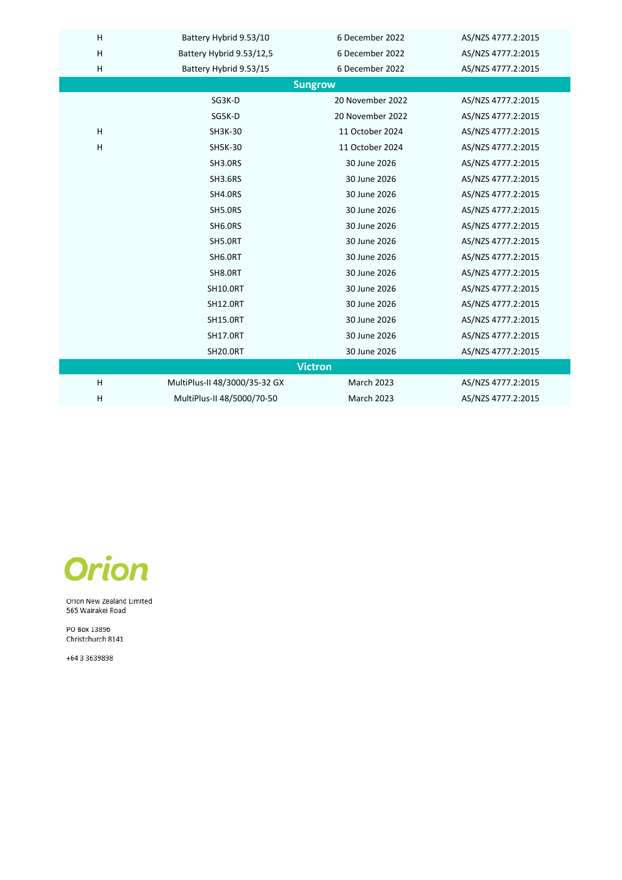| | | | |
|---|---|---|---|
| H | Battery Hybrid 9.53/10 | 6 December 2022 | AS/NZS 4777.2:2015 |
| H | Battery Hybrid 9.53/12,5 | 6 December 2022 | AS/NZS 4777.2:2015 |
| H | Battery Hybrid 9.53/15 | 6 December 2022 | AS/NZS 4777.2:2015 |
| | **Sungrow** | | |
| | SG3K-D | 20 November 2022 | AS/NZS 4777.2:2015 |
| | SG5K-D | 20 November 2022 | AS/NZS 4777.2:2015 |
| H | SH3K-30 | 11 October 2024 | AS/NZS 4777.2:2015 |
| H | SH5K-30 | 11 October 2024 | AS/NZS 4777.2:2015 |
| | SH3.0RS | 30 June 2026 | AS/NZS 4777.2:2015 |
| | SH3.6RS | 30 June 2026 | AS/NZS 4777.2:2015 |
| | SH4.0RS | 30 June 2026 | AS/NZS 4777.2:2015 |
| | SH5.0RS | 30 June 2026 | AS/NZS 4777.2:2015 |
| | SH6.0RS | 30 June 2026 | AS/NZS 4777.2:2015 |
| | SH5.0RT | 30 June 2026 | AS/NZS 4777.2:2015 |
| | SH6.0RT | 30 June 2026 | AS/NZS 4777.2:2015 |
| | SH8.0RT | 30 June 2026 | AS/NZS 4777.2:2015 |
| | SH10.0RT | 30 June 2026 | AS/NZS 4777.2:2015 |
| | SH12.0RT | 30 June 2026 | AS/NZS 4777.2:2015 |
| | SH15.0RT | 30 June 2026 | AS/NZS 4777.2:2015 |
| | SH17.0RT | 30 June 2026 | AS/NZS 4777.2:2015 |
| | SH20.0RT | 30 June 2026 | AS/NZS 4777.2:2015 |
| | **Victron** | | |
| H | MultiPlus-II 48/3000/35-32 GX | March 2023 | AS/NZS 4777.2:2015 |
| H | MultiPlus-II 48/5000/70-50 | March 2023 | AS/NZS 4777.2:2015 |

Orion

Orion New Zealand Limited
565 Wairakei Road

PO Box 13896
Christchurch 8141

+64 3 3639898